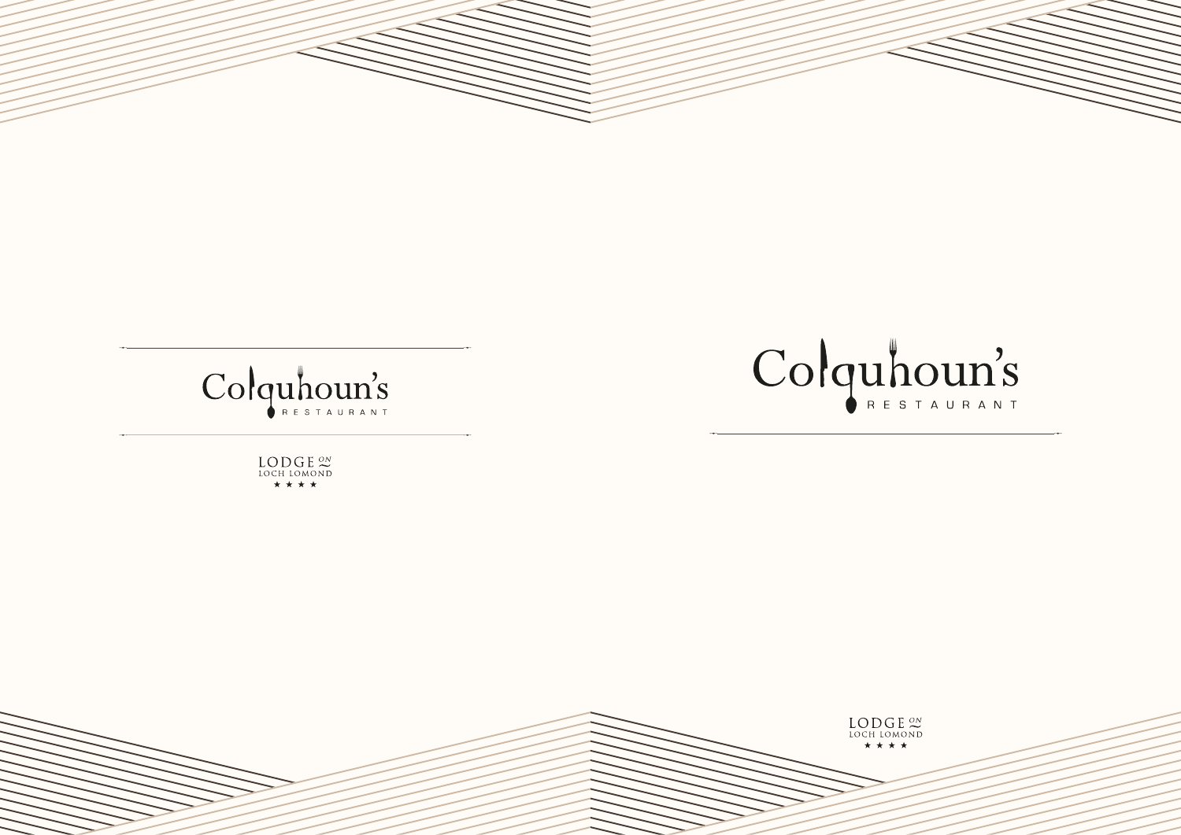# Colquhoun's

RESTAURANT

LODGE ON LOCH LOMOND

★ ★ ★ ★

# Colquhoun's

RESTAURANT

LODGE ON LOCH LOMOND

★ ★ ★ ★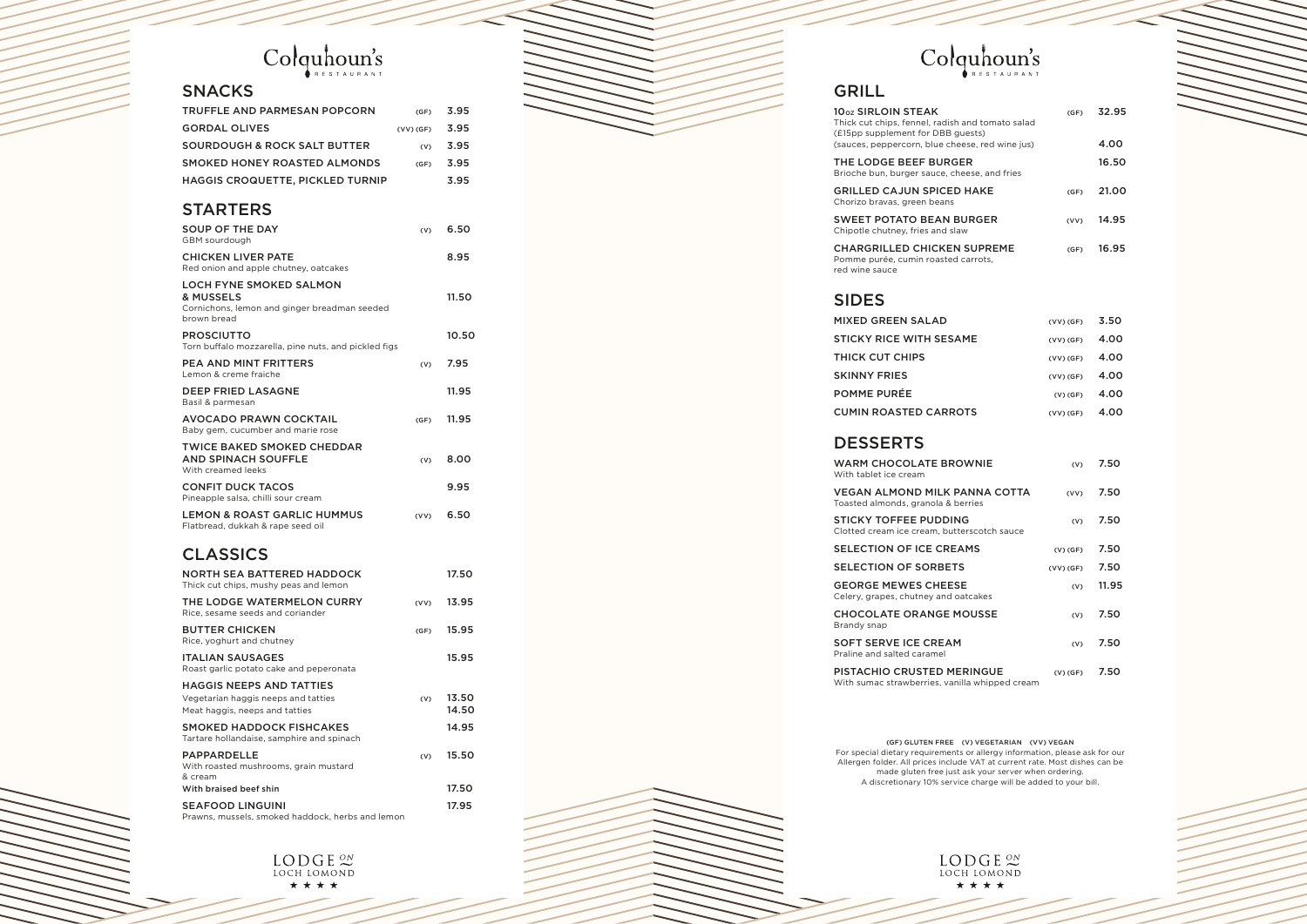# Colquhoun's
RESTAURANT

## SNACKS

| | | |
|---|---|---|
| **TRUFFLE AND PARMESAN POPCORN** | (GF) | 3.95 |
| **GORDAL OLIVES** | (VV) (GF) | 3.95 |
| **SOURDOUGH & ROCK SALT BUTTER** | (V) | 3.95 |
| **SMOKED HONEY ROASTED ALMONDS** | (GF) | 3.95 |
| **HAGGIS CROQUETTE, PICKLED TURNIP** | | 3.95 |

## STARTERS

| | | |
|---|---|---|
| **SOUP OF THE DAY**<br>GBM sourdough | (V) | 6.50 |
| **CHICKEN LIVER PATE**<br>Red onion and apple chutney, oatcakes | | 8.95 |
| **LOCH FYNE SMOKED SALMON & MUSSELS**<br>Cornichons, lemon and ginger breadman seeded brown bread | | 11.50 |
| **PROSCIUTTO**<br>Torn buffalo mozzarella, pine nuts, and pickled figs | | 10.50 |
| **PEA AND MINT FRITTERS**<br>Lemon & creme fraiche | (V) | 7.95 |
| **DEEP FRIED LASAGNE**<br>Basil & parmesan | | 11.95 |
| **AVOCADO PRAWN COCKTAIL**<br>Baby gem, cucumber and marie rose | (GF) | 11.95 |
| **TWICE BAKED SMOKED CHEDDAR AND SPINACH SOUFFLE**<br>With creamed leeks | (V) | 8.00 |
| **CONFIT DUCK TACOS**<br>Pineapple salsa, chilli sour cream | | 9.95 |
| **LEMON & ROAST GARLIC HUMMUS**<br>Flatbread, dukkah & rape seed oil | (VV) | 6.50 |

## CLASSICS

| | | |
|---|---|---|
| **NORTH SEA BATTERED HADDOCK**<br>Thick cut chips, mushy peas and lemon | | 17.50 |
| **THE LODGE WATERMELON CURRY**<br>Rice, sesame seeds and coriander | (VV) | 13.95 |
| **BUTTER CHICKEN**<br>Rice, yoghurt and chutney | (GF) | 15.95 |
| **ITALIAN SAUSAGES**<br>Roast garlic potato cake and peperonata | | 15.95 |
| **HAGGIS NEEPS AND TATTIES** | | |
| Vegetarian haggis neeps and tatties | (V) | 13.50 |
| Meat haggis, neeps and tatties | | 14.50 |
| **SMOKED HADDOCK FISHCAKES**<br>Tartare hollandaise, samphire and spinach | | 14.95 |
| **PAPPARDELLE**<br>With roasted mushrooms, grain mustard & cream | (V) | 15.50 |
| **With braised beef shin** | | 17.50 |
| **SEAFOOD LINGUINI**<br>Prawns, mussels, smoked haddock, herbs and lemon | | 17.95 |

LODGE ON LOCH LOMOND
★ ★ ★ ★

# Colquhoun's
RESTAURANT

## GRILL

| | | |
|---|---|---|
| **10oz SIRLOIN STEAK**<br>Thick cut chips, fennel, radish and tomato salad<br>(£15pp supplement for DBB guests) | (GF) | 32.95 |
| (sauces, peppercorn, blue cheese, red wine jus) | | 4.00 |
| **THE LODGE BEEF BURGER**<br>Brioche bun, burger sauce, cheese, and fries | | 16.50 |
| **GRILLED CAJUN SPICED HAKE**<br>Chorizo bravas, green beans | (GF) | 21.00 |
| **SWEET POTATO BEAN BURGER**<br>Chipotle chutney, fries and slaw | (VV) | 14.95 |
| **CHARGRILLED CHICKEN SUPREME**<br>Pomme purée, cumin roasted carrots, red wine sauce | (GF) | 16.95 |

## SIDES

| | | |
|---|---|---|
| **MIXED GREEN SALAD** | (VV) (GF) | 3.50 |
| **STICKY RICE WITH SESAME** | (VV) (GF) | 4.00 |
| **THICK CUT CHIPS** | (VV) (GF) | 4.00 |
| **SKINNY FRIES** | (VV) (GF) | 4.00 |
| **POMME PURÉE** | (V) (GF) | 4.00 |
| **CUMIN ROASTED CARROTS** | (VV) (GF) | 4.00 |

## DESSERTS

| | | |
|---|---|---|
| **WARM CHOCOLATE BROWNIE**<br>With tablet ice cream | (V) | 7.50 |
| **VEGAN ALMOND MILK PANNA COTTA**<br>Toasted almonds, granola & berries | (VV) | 7.50 |
| **STICKY TOFFEE PUDDING**<br>Clotted cream ice cream, butterscotch sauce | (V) | 7.50 |
| **SELECTION OF ICE CREAMS** | (V) (GF) | 7.50 |
| **SELECTION OF SORBETS** | (VV) (GF) | 7.50 |
| **GEORGE MEWES CHEESE**<br>Celery, grapes, chutney and oatcakes | (V) | 11.95 |
| **CHOCOLATE ORANGE MOUSSE**<br>Brandy snap | (V) | 7.50 |
| **SOFT SERVE ICE CREAM**<br>Praline and salted caramel | (V) | 7.50 |
| **PISTACHIO CRUSTED MERINGUE**<br>With sumac strawberries, vanilla whipped cream | (V) (GF) | 7.50 |

**(GF) GLUTEN FREE (V) VEGETARIAN (VV) VEGAN**

For special dietary requirements or allergy information, please ask for our Allergen folder. All prices include VAT at current rate. Most dishes can be made gluten free just ask your server when ordering.
A discretionary 10% service charge will be added to your bill.

LODGE ON LOCH LOMOND
★ ★ ★ ★